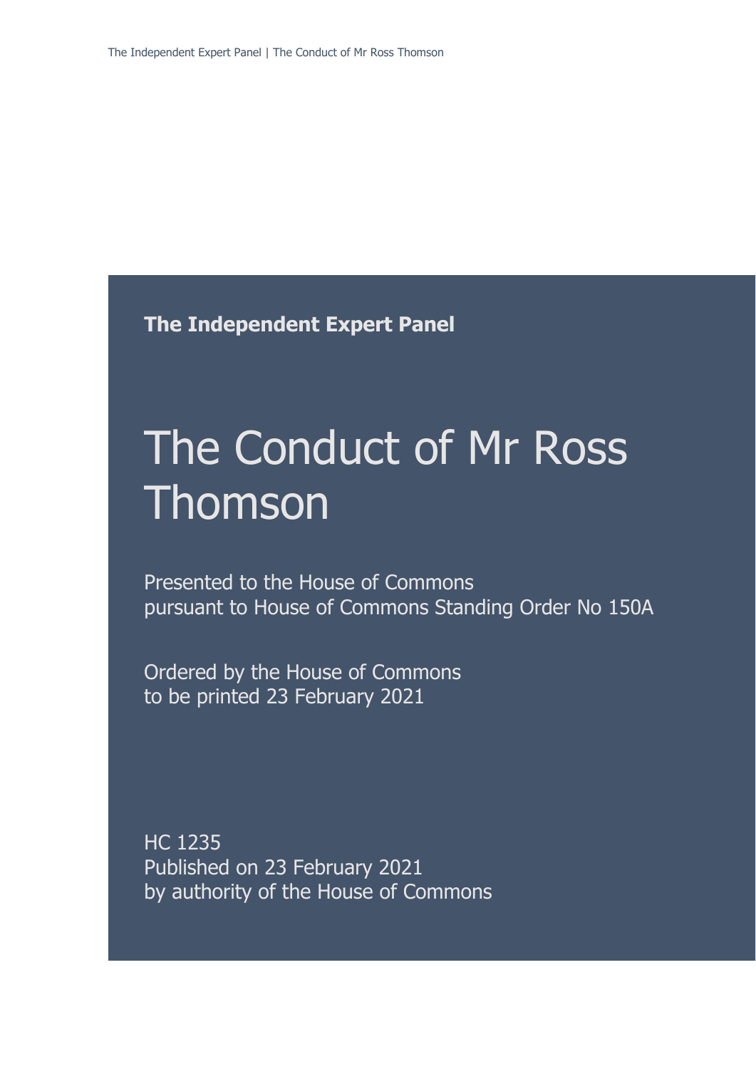**The Independent Expert Panel**

# The Conduct of Mr Ross Thomson

Presented to the House of Commons
pursuant to House of Commons Standing Order No 150A

Ordered by the House of Commons
to be printed 23 February 2021

HC 1235
Published on 23 February 2021
by authority of the House of Commons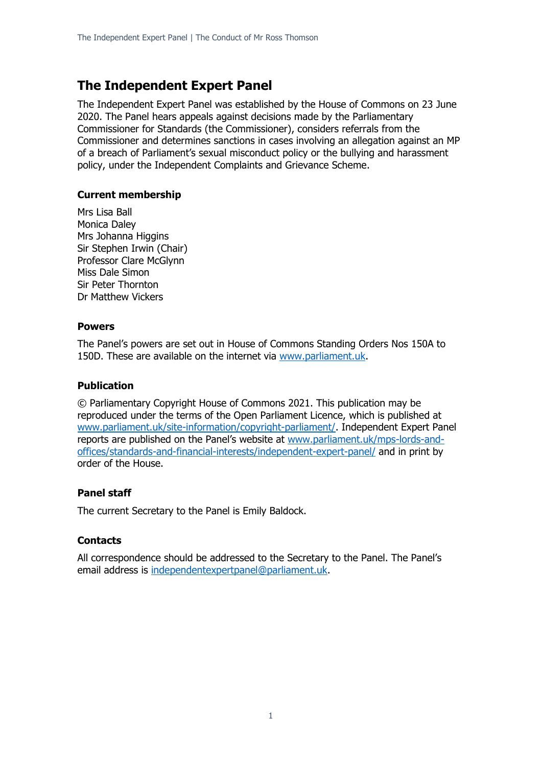# The Independent Expert Panel

The Independent Expert Panel was established by the House of Commons on 23 June 2020. The Panel hears appeals against decisions made by the Parliamentary Commissioner for Standards (the Commissioner), considers referrals from the Commissioner and determines sanctions in cases involving an allegation against an MP of a breach of Parliament's sexual misconduct policy or the bullying and harassment policy, under the Independent Complaints and Grievance Scheme.

### Current membership

Mrs Lisa Ball
Monica Daley
Mrs Johanna Higgins
Sir Stephen Irwin (Chair)
Professor Clare McGlynn
Miss Dale Simon
Sir Peter Thornton
Dr Matthew Vickers

### Powers

The Panel's powers are set out in House of Commons Standing Orders Nos 150A to 150D. These are available on the internet via www.parliament.uk.

### Publication

© Parliamentary Copyright House of Commons 2021. This publication may be reproduced under the terms of the Open Parliament Licence, which is published at www.parliament.uk/site-information/copyright-parliament/. Independent Expert Panel reports are published on the Panel's website at www.parliament.uk/mps-lords-and-offices/standards-and-financial-interests/independent-expert-panel/ and in print by order of the House.

### Panel staff

The current Secretary to the Panel is Emily Baldock.

### Contacts

All correspondence should be addressed to the Secretary to the Panel. The Panel's email address is independentexpertpanel@parliament.uk.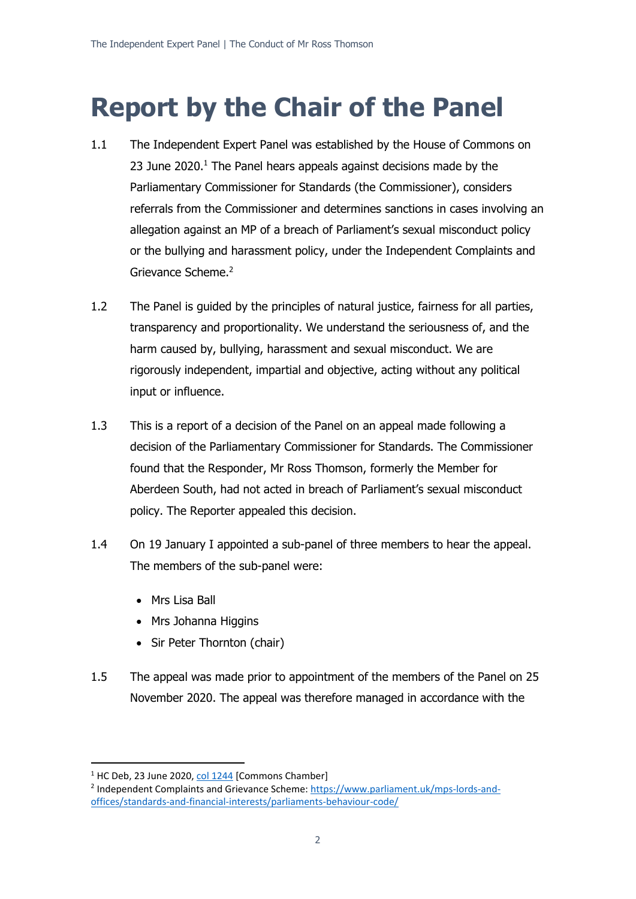# Report by the Chair of the Panel

1.1 The Independent Expert Panel was established by the House of Commons on 23 June 2020.[1] The Panel hears appeals against decisions made by the Parliamentary Commissioner for Standards (the Commissioner), considers referrals from the Commissioner and determines sanctions in cases involving an allegation against an MP of a breach of Parliament's sexual misconduct policy or the bullying and harassment policy, under the Independent Complaints and Grievance Scheme.[2]

1.2 The Panel is guided by the principles of natural justice, fairness for all parties, transparency and proportionality. We understand the seriousness of, and the harm caused by, bullying, harassment and sexual misconduct. We are rigorously independent, impartial and objective, acting without any political input or influence.

1.3 This is a report of a decision of the Panel on an appeal made following a decision of the Parliamentary Commissioner for Standards. The Commissioner found that the Responder, Mr Ross Thomson, formerly the Member for Aberdeen South, had not acted in breach of Parliament's sexual misconduct policy. The Reporter appealed this decision.

1.4 On 19 January I appointed a sub-panel of three members to hear the appeal. The members of the sub-panel were:

- Mrs Lisa Ball
- Mrs Johanna Higgins
- Sir Peter Thornton (chair)

1.5 The appeal was made prior to appointment of the members of the Panel on 25 November 2020. The appeal was therefore managed in accordance with the

---

[1] HC Deb, 23 June 2020, col 1244 [Commons Chamber]

[2] Independent Complaints and Grievance Scheme: https://www.parliament.uk/mps-lords-and-offices/standards-and-financial-interests/parliaments-behaviour-code/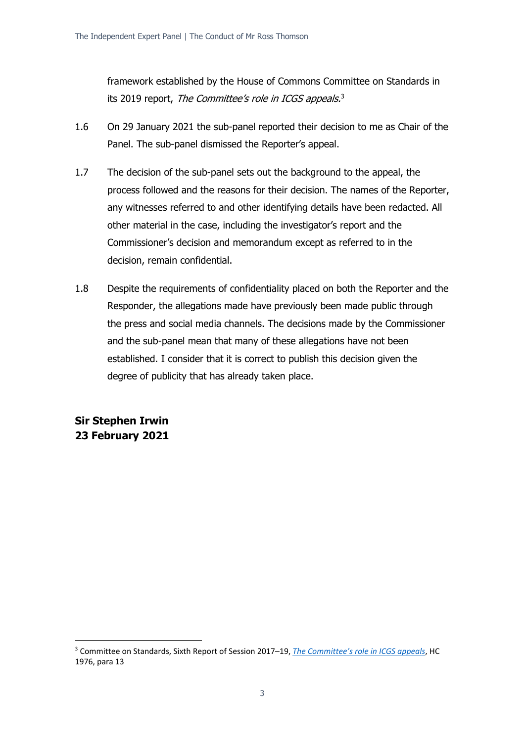framework established by the House of Commons Committee on Standards in its 2019 report, *The Committee's role in ICGS appeals.*[3]

1.6 On 29 January 2021 the sub-panel reported their decision to me as Chair of the Panel. The sub-panel dismissed the Reporter's appeal.

1.7 The decision of the sub-panel sets out the background to the appeal, the process followed and the reasons for their decision. The names of the Reporter, any witnesses referred to and other identifying details have been redacted. All other material in the case, including the investigator's report and the Commissioner's decision and memorandum except as referred to in the decision, remain confidential.

1.8 Despite the requirements of confidentiality placed on both the Reporter and the Responder, the allegations made have previously been made public through the press and social media channels. The decisions made by the Commissioner and the sub-panel mean that many of these allegations have not been established. I consider that it is correct to publish this decision given the degree of publicity that has already taken place.

**Sir Stephen Irwin**
**23 February 2021**

[3] Committee on Standards, Sixth Report of Session 2017–19, *The Committee's role in ICGS appeals*, HC 1976, para 13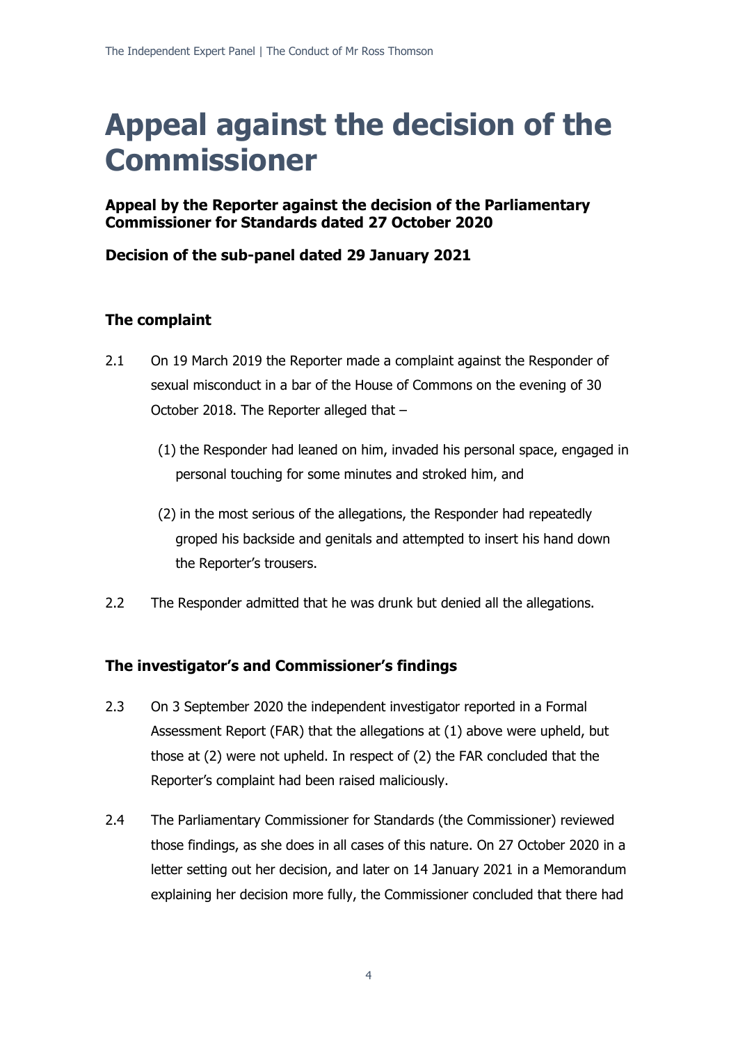# Appeal against the decision of the Commissioner

**Appeal by the Reporter against the decision of the Parliamentary Commissioner for Standards dated 27 October 2020**

**Decision of the sub-panel dated 29 January 2021**

### The complaint

2.1 On 19 March 2019 the Reporter made a complaint against the Responder of sexual misconduct in a bar of the House of Commons on the evening of 30 October 2018. The Reporter alleged that –

(1) the Responder had leaned on him, invaded his personal space, engaged in personal touching for some minutes and stroked him, and

(2) in the most serious of the allegations, the Responder had repeatedly groped his backside and genitals and attempted to insert his hand down the Reporter's trousers.

2.2 The Responder admitted that he was drunk but denied all the allegations.

### The investigator's and Commissioner's findings

2.3 On 3 September 2020 the independent investigator reported in a Formal Assessment Report (FAR) that the allegations at (1) above were upheld, but those at (2) were not upheld. In respect of (2) the FAR concluded that the Reporter's complaint had been raised maliciously.

2.4 The Parliamentary Commissioner for Standards (the Commissioner) reviewed those findings, as she does in all cases of this nature. On 27 October 2020 in a letter setting out her decision, and later on 14 January 2021 in a Memorandum explaining her decision more fully, the Commissioner concluded that there had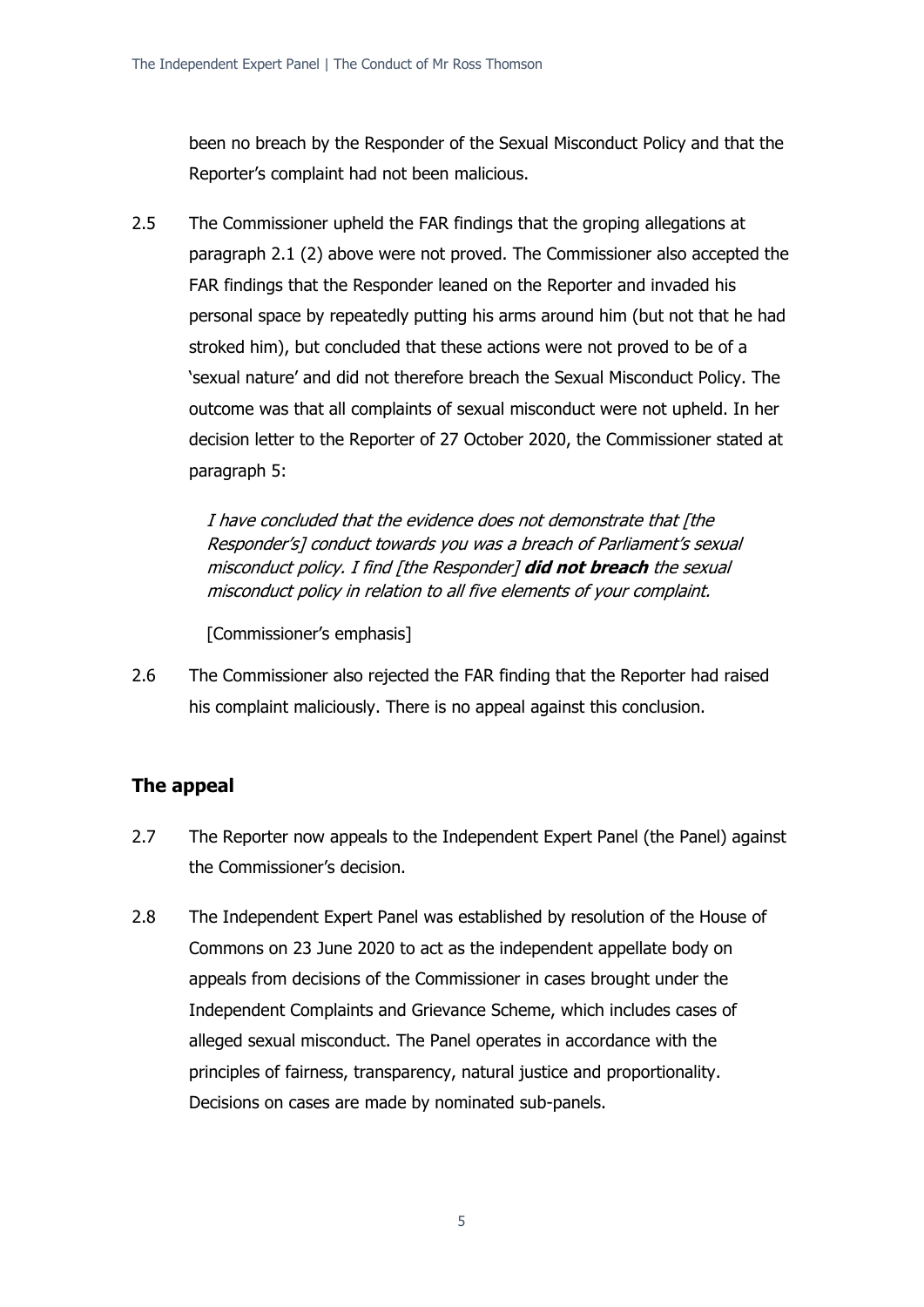been no breach by the Responder of the Sexual Misconduct Policy and that the Reporter's complaint had not been malicious.

2.5 The Commissioner upheld the FAR findings that the groping allegations at paragraph 2.1 (2) above were not proved. The Commissioner also accepted the FAR findings that the Responder leaned on the Reporter and invaded his personal space by repeatedly putting his arms around him (but not that he had stroked him), but concluded that these actions were not proved to be of a 'sexual nature' and did not therefore breach the Sexual Misconduct Policy. The outcome was that all complaints of sexual misconduct were not upheld. In her decision letter to the Reporter of 27 October 2020, the Commissioner stated at paragraph 5:

> *I have concluded that the evidence does not demonstrate that [the Responder's] conduct towards you was a breach of Parliament's sexual misconduct policy. I find [the Responder]* ***did not breach*** *the sexual misconduct policy in relation to all five elements of your complaint.*
>
> [Commissioner's emphasis]

2.6 The Commissioner also rejected the FAR finding that the Reporter had raised his complaint maliciously. There is no appeal against this conclusion.

## The appeal

2.7 The Reporter now appeals to the Independent Expert Panel (the Panel) against the Commissioner's decision.

2.8 The Independent Expert Panel was established by resolution of the House of Commons on 23 June 2020 to act as the independent appellate body on appeals from decisions of the Commissioner in cases brought under the Independent Complaints and Grievance Scheme, which includes cases of alleged sexual misconduct. The Panel operates in accordance with the principles of fairness, transparency, natural justice and proportionality. Decisions on cases are made by nominated sub-panels.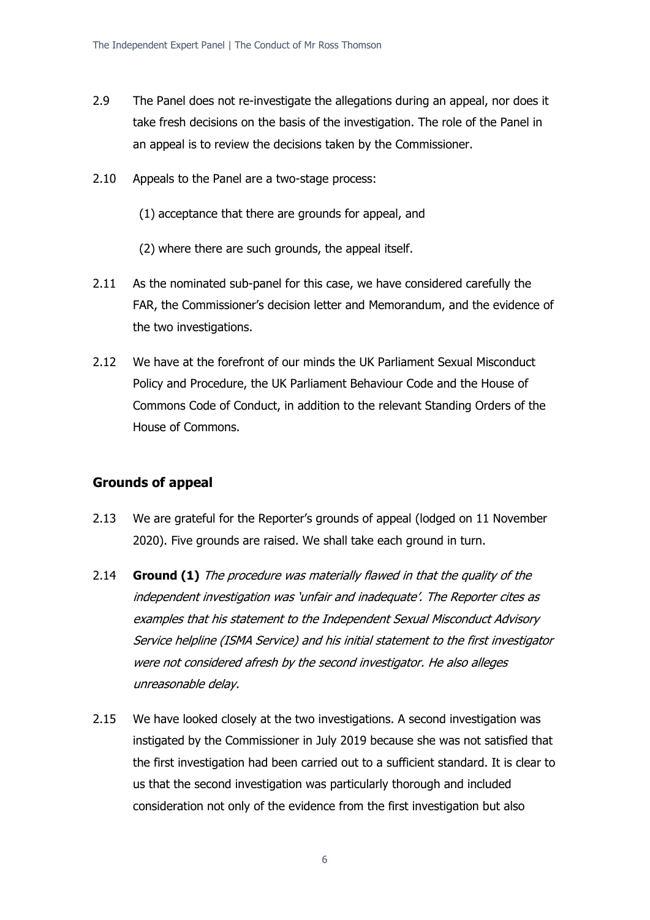2.9 The Panel does not re-investigate the allegations during an appeal, nor does it take fresh decisions on the basis of the investigation. The role of the Panel in an appeal is to review the decisions taken by the Commissioner.

2.10 Appeals to the Panel are a two-stage process:

(1) acceptance that there are grounds for appeal, and

(2) where there are such grounds, the appeal itself.

2.11 As the nominated sub-panel for this case, we have considered carefully the FAR, the Commissioner's decision letter and Memorandum, and the evidence of the two investigations.

2.12 We have at the forefront of our minds the UK Parliament Sexual Misconduct Policy and Procedure, the UK Parliament Behaviour Code and the House of Commons Code of Conduct, in addition to the relevant Standing Orders of the House of Commons.

## Grounds of appeal

2.13 We are grateful for the Reporter's grounds of appeal (lodged on 11 November 2020). Five grounds are raised. We shall take each ground in turn.

2.14 **Ground (1)** *The procedure was materially flawed in that the quality of the independent investigation was 'unfair and inadequate'. The Reporter cites as examples that his statement to the Independent Sexual Misconduct Advisory Service helpline (ISMA Service) and his initial statement to the first investigator were not considered afresh by the second investigator. He also alleges unreasonable delay.*

2.15 We have looked closely at the two investigations. A second investigation was instigated by the Commissioner in July 2019 because she was not satisfied that the first investigation had been carried out to a sufficient standard. It is clear to us that the second investigation was particularly thorough and included consideration not only of the evidence from the first investigation but also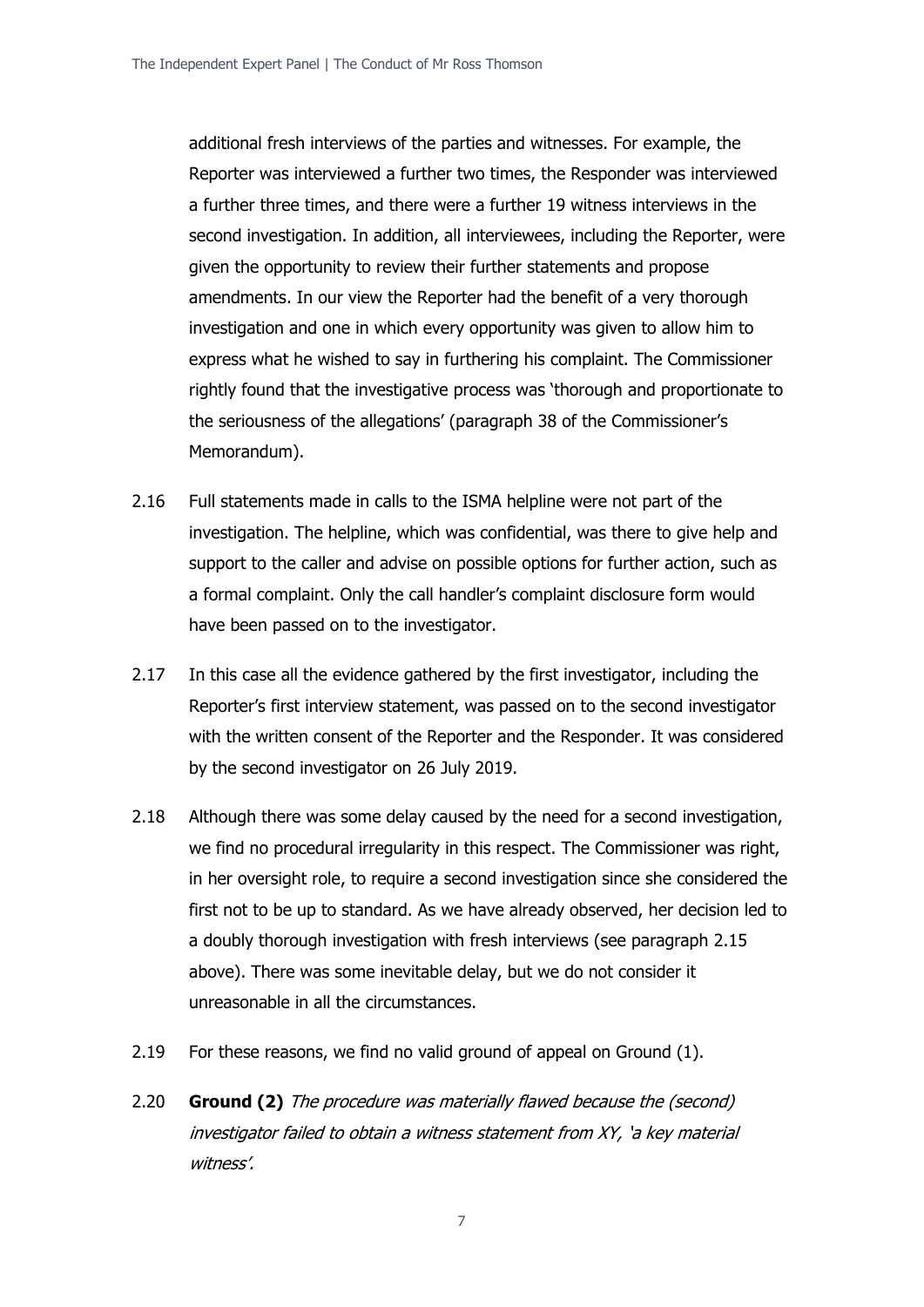additional fresh interviews of the parties and witnesses. For example, the Reporter was interviewed a further two times, the Responder was interviewed a further three times, and there were a further 19 witness interviews in the second investigation. In addition, all interviewees, including the Reporter, were given the opportunity to review their further statements and propose amendments. In our view the Reporter had the benefit of a very thorough investigation and one in which every opportunity was given to allow him to express what he wished to say in furthering his complaint. The Commissioner rightly found that the investigative process was 'thorough and proportionate to the seriousness of the allegations' (paragraph 38 of the Commissioner's Memorandum).

2.16 Full statements made in calls to the ISMA helpline were not part of the investigation. The helpline, which was confidential, was there to give help and support to the caller and advise on possible options for further action, such as a formal complaint. Only the call handler's complaint disclosure form would have been passed on to the investigator.

2.17 In this case all the evidence gathered by the first investigator, including the Reporter's first interview statement, was passed on to the second investigator with the written consent of the Reporter and the Responder. It was considered by the second investigator on 26 July 2019.

2.18 Although there was some delay caused by the need for a second investigation, we find no procedural irregularity in this respect. The Commissioner was right, in her oversight role, to require a second investigation since she considered the first not to be up to standard. As we have already observed, her decision led to a doubly thorough investigation with fresh interviews (see paragraph 2.15 above). There was some inevitable delay, but we do not consider it unreasonable in all the circumstances.

2.19 For these reasons, we find no valid ground of appeal on Ground (1).

2.20 **Ground (2)** *The procedure was materially flawed because the (second) investigator failed to obtain a witness statement from XY, 'a key material witness'.*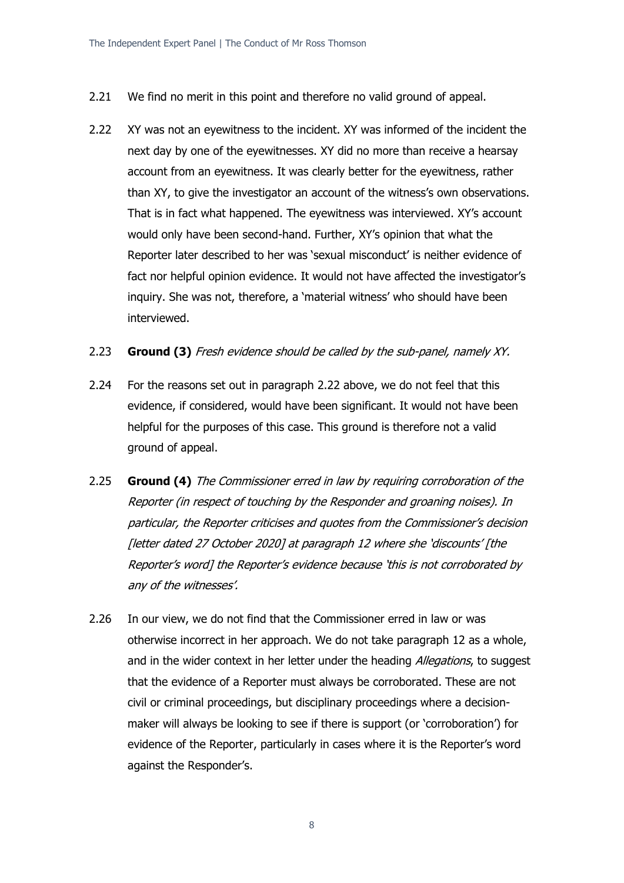2.21 We find no merit in this point and therefore no valid ground of appeal.

2.22 XY was not an eyewitness to the incident. XY was informed of the incident the next day by one of the eyewitnesses. XY did no more than receive a hearsay account from an eyewitness. It was clearly better for the eyewitness, rather than XY, to give the investigator an account of the witness's own observations. That is in fact what happened. The eyewitness was interviewed. XY's account would only have been second-hand. Further, XY's opinion that what the Reporter later described to her was 'sexual misconduct' is neither evidence of fact nor helpful opinion evidence. It would not have affected the investigator's inquiry. She was not, therefore, a 'material witness' who should have been interviewed.

2.23 **Ground (3)** *Fresh evidence should be called by the sub-panel, namely XY.*

2.24 For the reasons set out in paragraph 2.22 above, we do not feel that this evidence, if considered, would have been significant. It would not have been helpful for the purposes of this case. This ground is therefore not a valid ground of appeal.

2.25 **Ground (4)** *The Commissioner erred in law by requiring corroboration of the Reporter (in respect of touching by the Responder and groaning noises). In particular, the Reporter criticises and quotes from the Commissioner's decision [letter dated 27 October 2020] at paragraph 12 where she 'discounts' [the Reporter's word] the Reporter's evidence because 'this is not corroborated by any of the witnesses'.*

2.26 In our view, we do not find that the Commissioner erred in law or was otherwise incorrect in her approach. We do not take paragraph 12 as a whole, and in the wider context in her letter under the heading *Allegations*, to suggest that the evidence of a Reporter must always be corroborated. These are not civil or criminal proceedings, but disciplinary proceedings where a decision-maker will always be looking to see if there is support (or 'corroboration') for evidence of the Reporter, particularly in cases where it is the Reporter's word against the Responder's.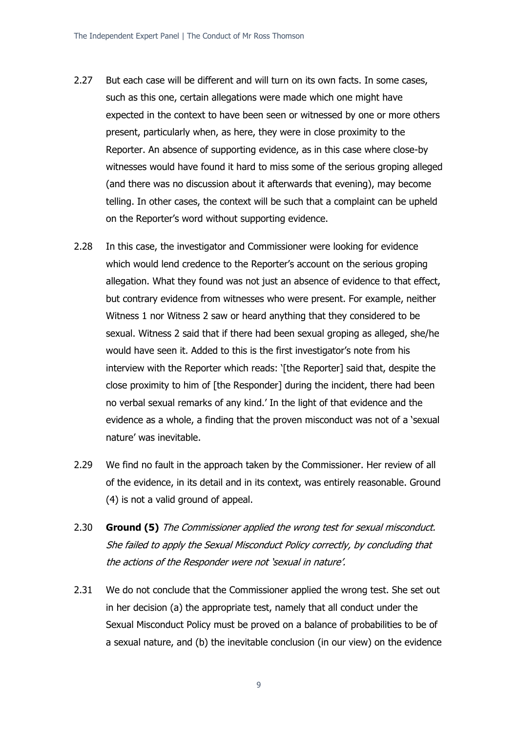2.27 But each case will be different and will turn on its own facts. In some cases, such as this one, certain allegations were made which one might have expected in the context to have been seen or witnessed by one or more others present, particularly when, as here, they were in close proximity to the Reporter. An absence of supporting evidence, as in this case where close-by witnesses would have found it hard to miss some of the serious groping alleged (and there was no discussion about it afterwards that evening), may become telling. In other cases, the context will be such that a complaint can be upheld on the Reporter's word without supporting evidence.

2.28 In this case, the investigator and Commissioner were looking for evidence which would lend credence to the Reporter's account on the serious groping allegation. What they found was not just an absence of evidence to that effect, but contrary evidence from witnesses who were present. For example, neither Witness 1 nor Witness 2 saw or heard anything that they considered to be sexual. Witness 2 said that if there had been sexual groping as alleged, she/he would have seen it. Added to this is the first investigator's note from his interview with the Reporter which reads: '[the Reporter] said that, despite the close proximity to him of [the Responder] during the incident, there had been no verbal sexual remarks of any kind.' In the light of that evidence and the evidence as a whole, a finding that the proven misconduct was not of a 'sexual nature' was inevitable.

2.29 We find no fault in the approach taken by the Commissioner. Her review of all of the evidence, in its detail and in its context, was entirely reasonable. Ground (4) is not a valid ground of appeal.

2.30 **Ground (5)** *The Commissioner applied the wrong test for sexual misconduct. She failed to apply the Sexual Misconduct Policy correctly, by concluding that the actions of the Responder were not 'sexual in nature'.*

2.31 We do not conclude that the Commissioner applied the wrong test. She set out in her decision (a) the appropriate test, namely that all conduct under the Sexual Misconduct Policy must be proved on a balance of probabilities to be of a sexual nature, and (b) the inevitable conclusion (in our view) on the evidence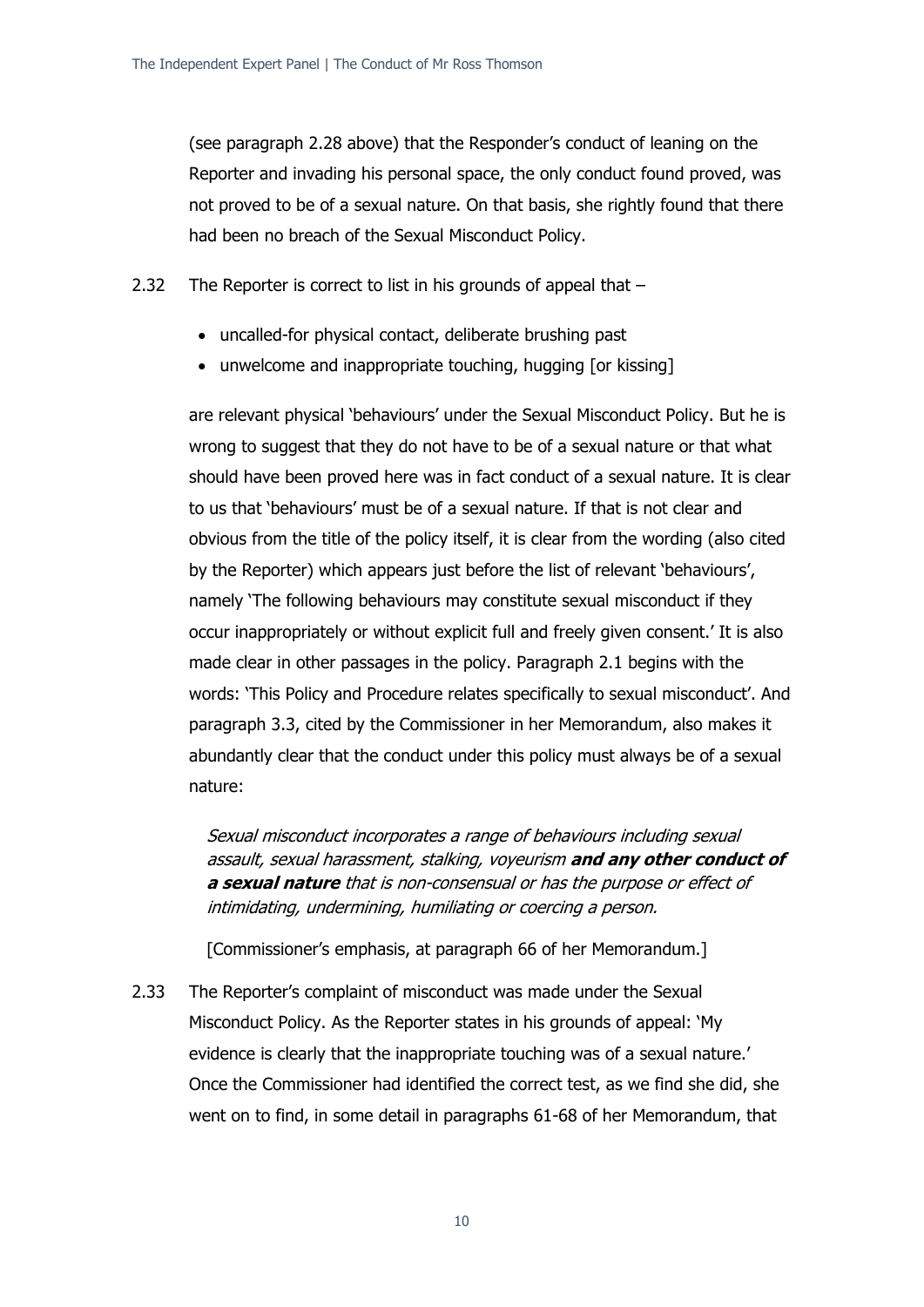(see paragraph 2.28 above) that the Responder's conduct of leaning on the Reporter and invading his personal space, the only conduct found proved, was not proved to be of a sexual nature. On that basis, she rightly found that there had been no breach of the Sexual Misconduct Policy.

2.32 The Reporter is correct to list in his grounds of appeal that –

- uncalled-for physical contact, deliberate brushing past
- unwelcome and inappropriate touching, hugging [or kissing]

are relevant physical 'behaviours' under the Sexual Misconduct Policy. But he is wrong to suggest that they do not have to be of a sexual nature or that what should have been proved here was in fact conduct of a sexual nature. It is clear to us that 'behaviours' must be of a sexual nature. If that is not clear and obvious from the title of the policy itself, it is clear from the wording (also cited by the Reporter) which appears just before the list of relevant 'behaviours', namely 'The following behaviours may constitute sexual misconduct if they occur inappropriately or without explicit full and freely given consent.' It is also made clear in other passages in the policy. Paragraph 2.1 begins with the words: 'This Policy and Procedure relates specifically to sexual misconduct'. And paragraph 3.3, cited by the Commissioner in her Memorandum, also makes it abundantly clear that the conduct under this policy must always be of a sexual nature:

> *Sexual misconduct incorporates a range of behaviours including sexual assault, sexual harassment, stalking, voyeurism **and any other conduct of a sexual nature** that is non-consensual or has the purpose or effect of intimidating, undermining, humiliating or coercing a person.*

[Commissioner's emphasis, at paragraph 66 of her Memorandum.]

2.33 The Reporter's complaint of misconduct was made under the Sexual Misconduct Policy. As the Reporter states in his grounds of appeal: 'My evidence is clearly that the inappropriate touching was of a sexual nature.' Once the Commissioner had identified the correct test, as we find she did, she went on to find, in some detail in paragraphs 61-68 of her Memorandum, that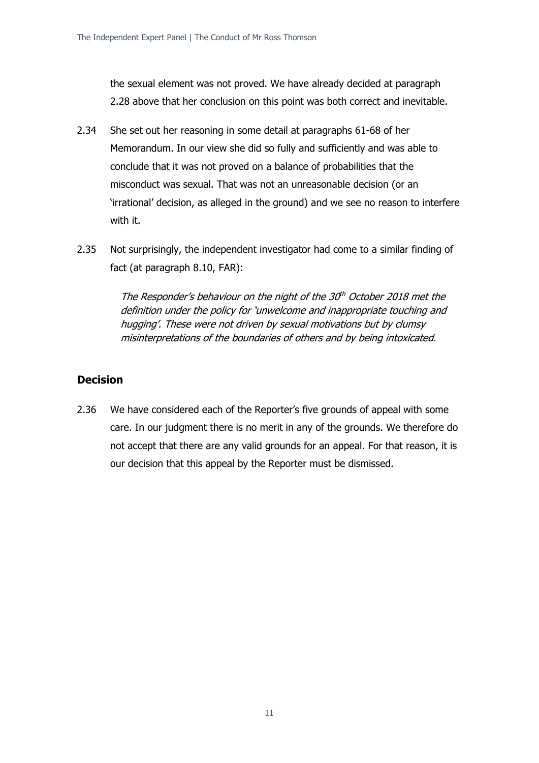the sexual element was not proved. We have already decided at paragraph 2.28 above that her conclusion on this point was both correct and inevitable.

2.34 She set out her reasoning in some detail at paragraphs 61-68 of her Memorandum. In our view she did so fully and sufficiently and was able to conclude that it was not proved on a balance of probabilities that the misconduct was sexual. That was not an unreasonable decision (or an 'irrational' decision, as alleged in the ground) and we see no reason to interfere with it.

2.35 Not surprisingly, the independent investigator had come to a similar finding of fact (at paragraph 8.10, FAR):

> *The Responder's behaviour on the night of the 30th October 2018 met the definition under the policy for 'unwelcome and inappropriate touching and hugging'. These were not driven by sexual motivations but by clumsy misinterpretations of the boundaries of others and by being intoxicated.*

## Decision

2.36 We have considered each of the Reporter's five grounds of appeal with some care. In our judgment there is no merit in any of the grounds. We therefore do not accept that there are any valid grounds for an appeal. For that reason, it is our decision that this appeal by the Reporter must be dismissed.